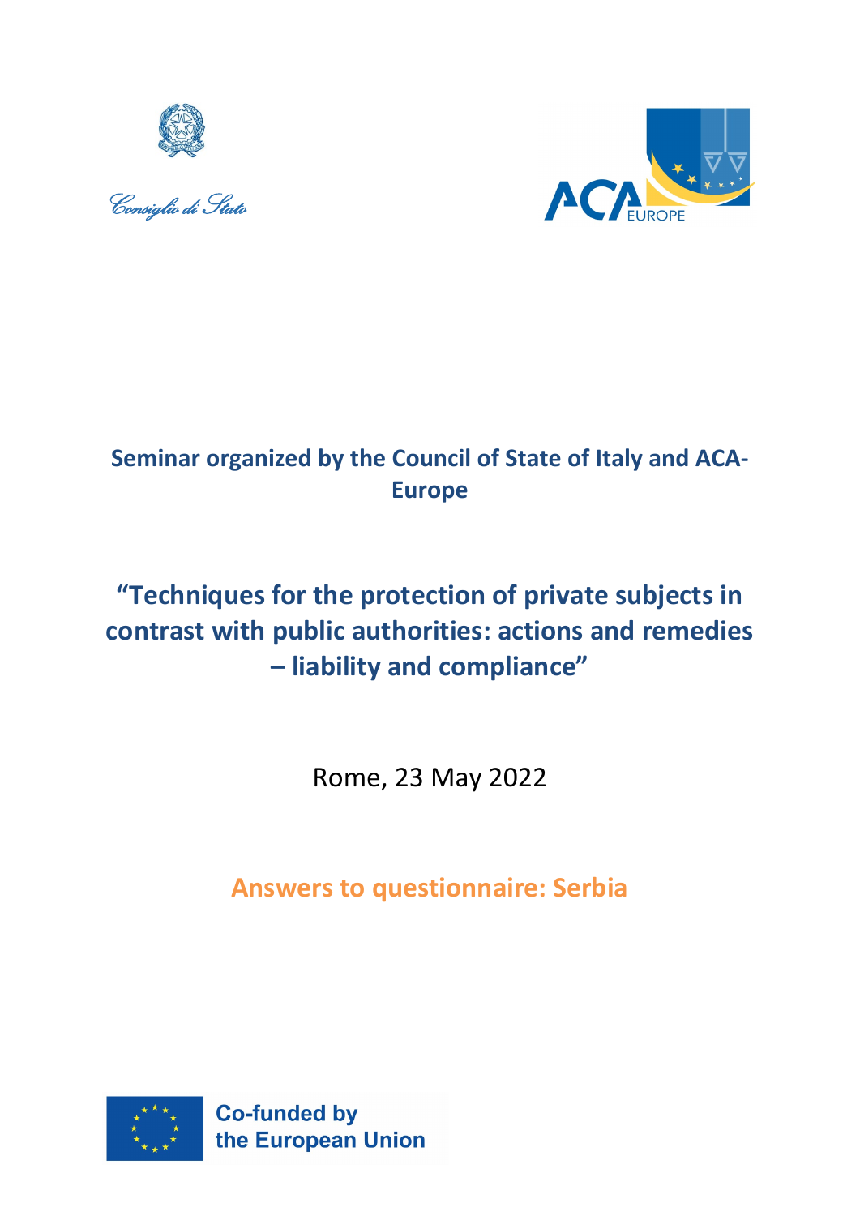Consiglio di Stato

**Seminar organized by the Council of State of Italy and ACA-Europe**

# "Techniques for the protection of private subjects in contrast with public authorities: actions and remedies – liability and compliance"

Rome, 23 May 2022

## Answers to questionnaire: Serbia

Co-funded by the European Union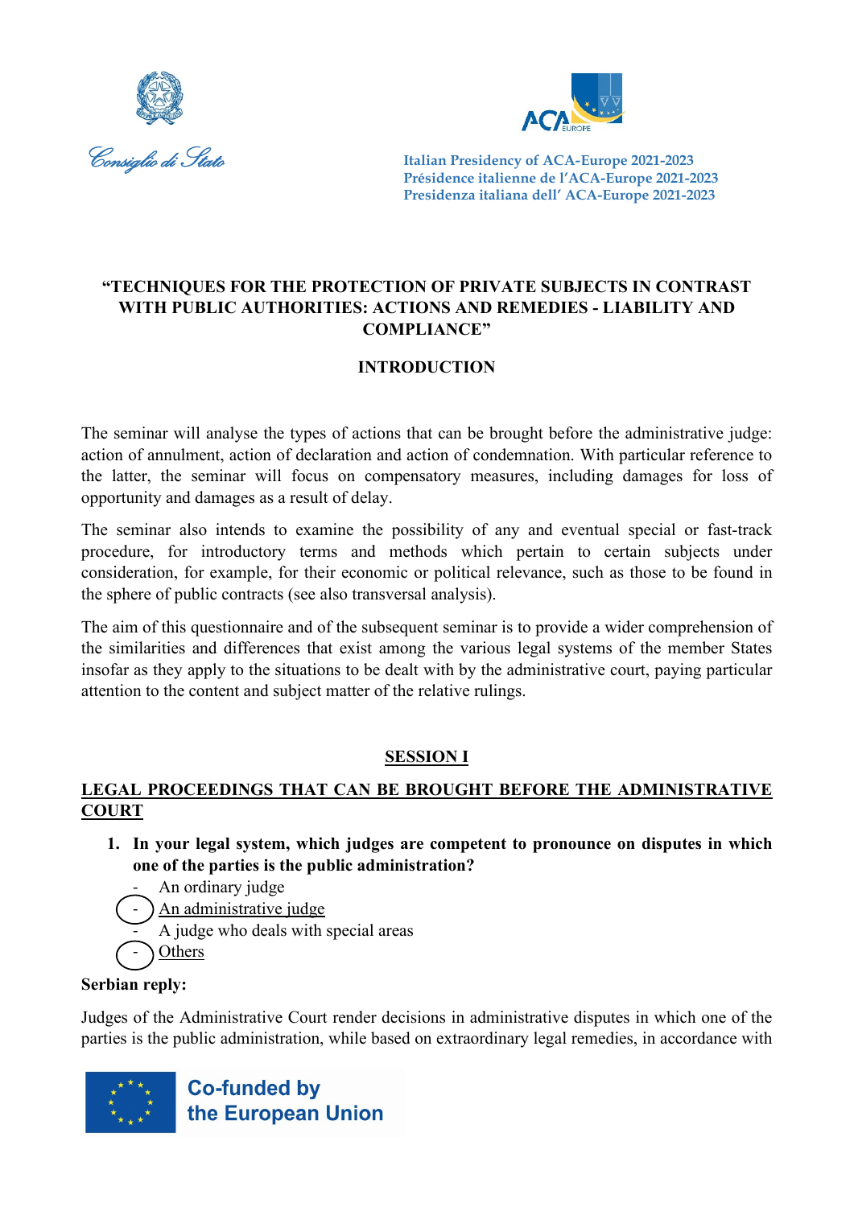Consiglio di Stato

Italian Presidency of ACA-Europe 2021-2023
Présidence italienne de l'ACA-Europe 2021-2023
Presidenza italiana dell' ACA-Europe 2021-2023

## "TECHNIQUES FOR THE PROTECTION OF PRIVATE SUBJECTS IN CONTRAST WITH PUBLIC AUTHORITIES: ACTIONS AND REMEDIES - LIABILITY AND COMPLIANCE"

### INTRODUCTION

The seminar will analyse the types of actions that can be brought before the administrative judge: action of annulment, action of declaration and action of condemnation. With particular reference to the latter, the seminar will focus on compensatory measures, including damages for loss of opportunity and damages as a result of delay.

The seminar also intends to examine the possibility of any and eventual special or fast-track procedure, for introductory terms and methods which pertain to certain subjects under consideration, for example, for their economic or political relevance, such as those to be found in the sphere of public contracts (see also transversal analysis).

The aim of this questionnaire and of the subsequent seminar is to provide a wider comprehension of the similarities and differences that exist among the various legal systems of the member States insofar as they apply to the situations to be dealt with by the administrative court, paying particular attention to the content and subject matter of the relative rulings.

### SESSION I

### LEGAL PROCEEDINGS THAT CAN BE BROUGHT BEFORE THE ADMINISTRATIVE COURT

1. **In your legal system, which judges are competent to pronounce on disputes in which one of the parties is the public administration?**
   - An ordinary judge
   - An administrative judge
   - A judge who deals with special areas
   - Others

**Serbian reply:**

Judges of the Administrative Court render decisions in administrative disputes in which one of the parties is the public administration, while based on extraordinary legal remedies, in accordance with

Co-funded by the European Union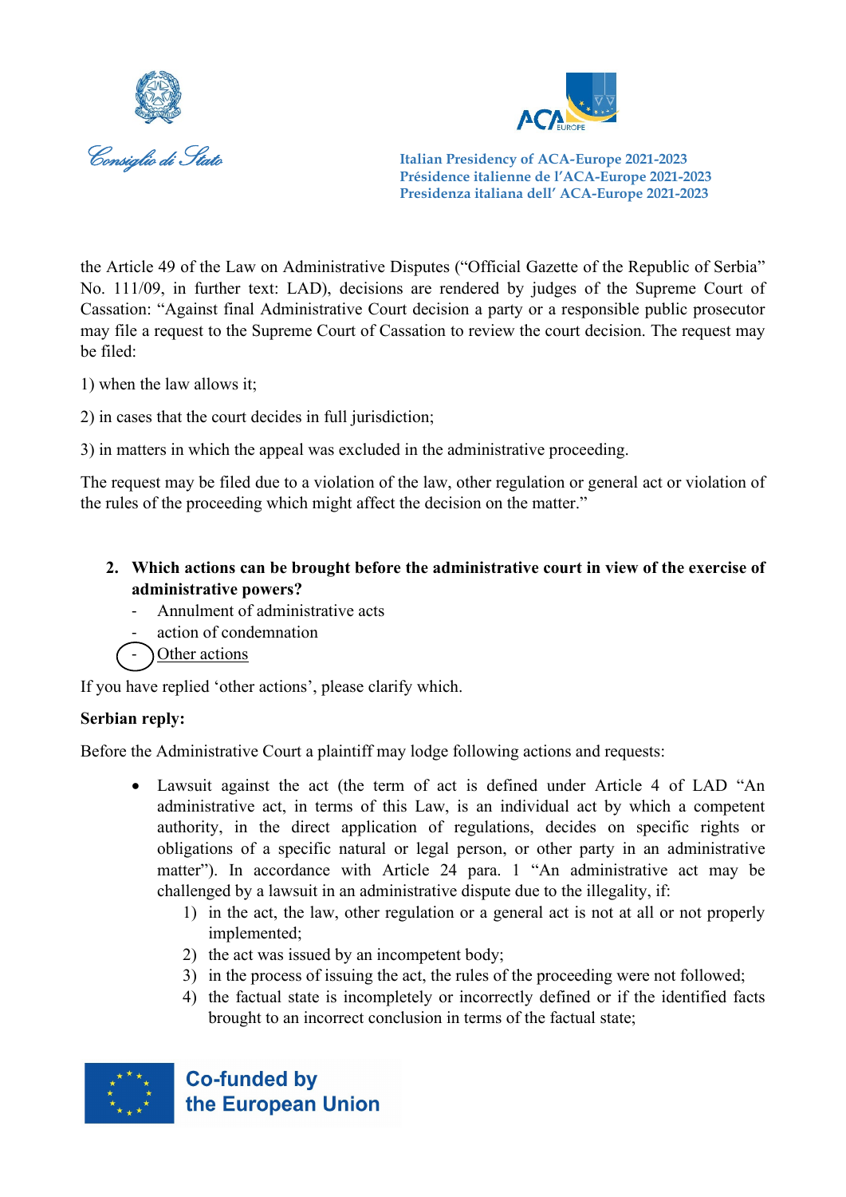the Article 49 of the Law on Administrative Disputes ("Official Gazette of the Republic of Serbia" No. 111/09, in further text: LAD), decisions are rendered by judges of the Supreme Court of Cassation: "Against final Administrative Court decision a party or a responsible public prosecutor may file a request to the Supreme Court of Cassation to review the court decision. The request may be filed:

1) when the law allows it;

2) in cases that the court decides in full jurisdiction;

3) in matters in which the appeal was excluded in the administrative proceeding.

The request may be filed due to a violation of the law, other regulation or general act or violation of the rules of the proceeding which might affect the decision on the matter."

2. **Which actions can be brought before the administrative court in view of the exercise of administrative powers?**
    - Annulment of administrative acts
    - action of condemnation
    - Other actions

If you have replied 'other actions', please clarify which.

**Serbian reply:**

Before the Administrative Court a plaintiff may lodge following actions and requests:

- Lawsuit against the act (the term of act is defined under Article 4 of LAD "An administrative act, in terms of this Law, is an individual act by which a competent authority, in the direct application of regulations, decides on specific rights or obligations of a specific natural or legal person, or other party in an administrative matter"). In accordance with Article 24 para. 1 "An administrative act may be challenged by a lawsuit in an administrative dispute due to the illegality, if:
    1) in the act, the law, other regulation or a general act is not at all or not properly implemented;
    2) the act was issued by an incompetent body;
    3) in the process of issuing the act, the rules of the proceeding were not followed;
    4) the factual state is incompletely or incorrectly defined or if the identified facts brought to an incorrect conclusion in terms of the factual state;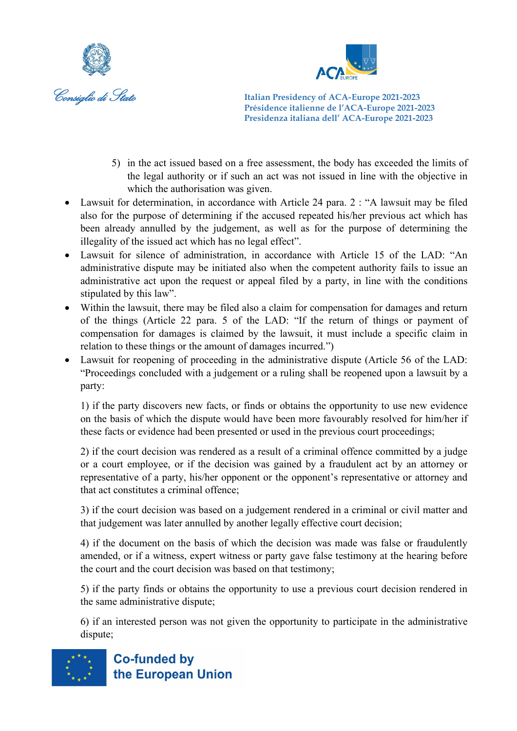5) in the act issued based on a free assessment, the body has exceeded the limits of the legal authority or if such an act was not issued in line with the objective in which the authorisation was given.

- Lawsuit for determination, in accordance with Article 24 para. 2 : "A lawsuit may be filed also for the purpose of determining if the accused repeated his/her previous act which has been already annulled by the judgement, as well as for the purpose of determining the illegality of the issued act which has no legal effect".
- Lawsuit for silence of administration, in accordance with Article 15 of the LAD: "An administrative dispute may be initiated also when the competent authority fails to issue an administrative act upon the request or appeal filed by a party, in line with the conditions stipulated by this law".
- Within the lawsuit, there may be filed also a claim for compensation for damages and return of the things (Article 22 para. 5 of the LAD: "If the return of things or payment of compensation for damages is claimed by the lawsuit, it must include a specific claim in relation to these things or the amount of damages incurred.")
- Lawsuit for reopening of proceeding in the administrative dispute (Article 56 of the LAD: "Proceedings concluded with a judgement or a ruling shall be reopened upon a lawsuit by a party:

  1) if the party discovers new facts, or finds or obtains the opportunity to use new evidence on the basis of which the dispute would have been more favourably resolved for him/her if these facts or evidence had been presented or used in the previous court proceedings;

  2) if the court decision was rendered as a result of a criminal offence committed by a judge or a court employee, or if the decision was gained by a fraudulent act by an attorney or representative of a party, his/her opponent or the opponent's representative or attorney and that act constitutes a criminal offence;

  3) if the court decision was based on a judgement rendered in a criminal or civil matter and that judgement was later annulled by another legally effective court decision;

  4) if the document on the basis of which the decision was made was false or fraudulently amended, or if a witness, expert witness or party gave false testimony at the hearing before the court and the court decision was based on that testimony;

  5) if the party finds or obtains the opportunity to use a previous court decision rendered in the same administrative dispute;

  6) if an interested person was not given the opportunity to participate in the administrative dispute;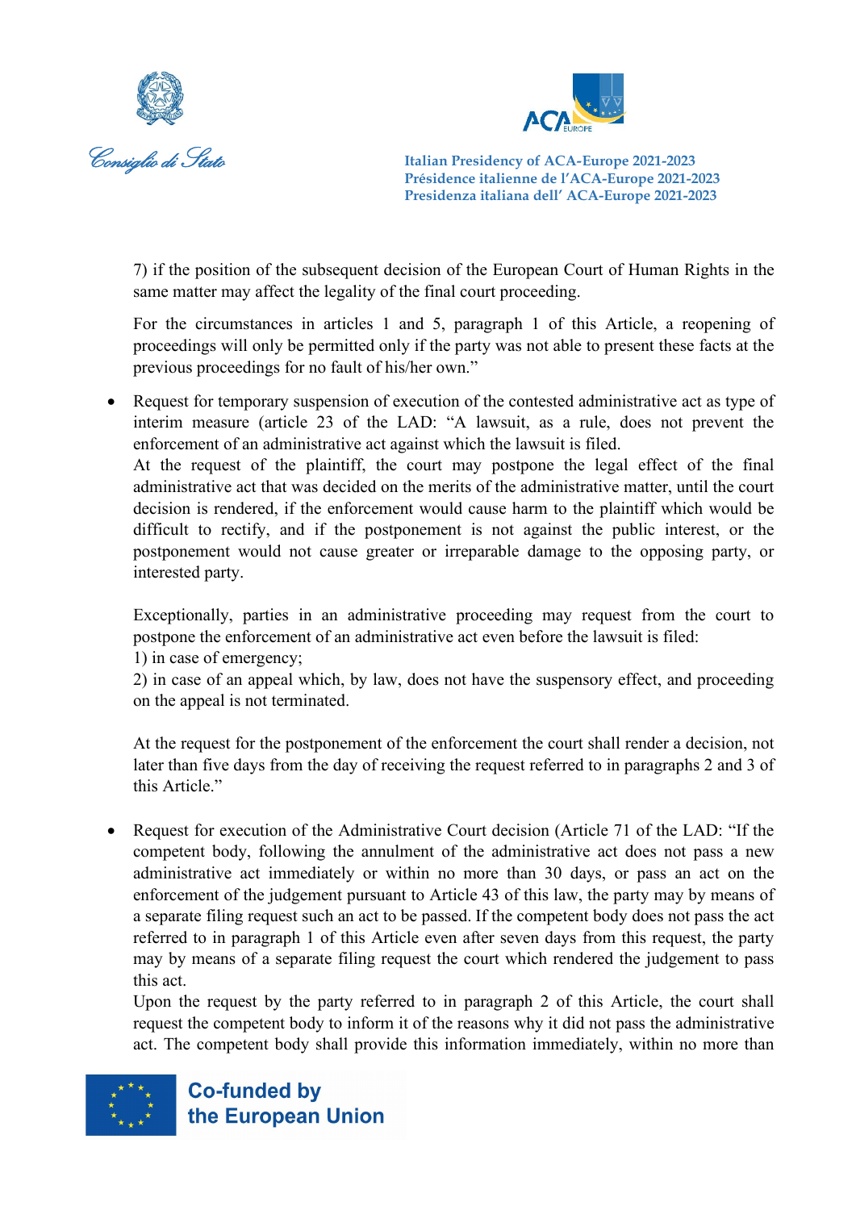7) if the position of the subsequent decision of the European Court of Human Rights in the same matter may affect the legality of the final court proceeding.

For the circumstances in articles 1 and 5, paragraph 1 of this Article, a reopening of proceedings will only be permitted only if the party was not able to present these facts at the previous proceedings for no fault of his/her own."

- Request for temporary suspension of execution of the contested administrative act as type of interim measure (article 23 of the LAD: "A lawsuit, as a rule, does not prevent the enforcement of an administrative act against which the lawsuit is filed.
  At the request of the plaintiff, the court may postpone the legal effect of the final administrative act that was decided on the merits of the administrative matter, until the court decision is rendered, if the enforcement would cause harm to the plaintiff which would be difficult to rectify, and if the postponement is not against the public interest, or the postponement would not cause greater or irreparable damage to the opposing party, or interested party.

  Exceptionally, parties in an administrative proceeding may request from the court to postpone the enforcement of an administrative act even before the lawsuit is filed:
  1) in case of emergency;
  2) in case of an appeal which, by law, does not have the suspensory effect, and proceeding on the appeal is not terminated.

  At the request for the postponement of the enforcement the court shall render a decision, not later than five days from the day of receiving the request referred to in paragraphs 2 and 3 of this Article."

- Request for execution of the Administrative Court decision (Article 71 of the LAD: "If the competent body, following the annulment of the administrative act does not pass a new administrative act immediately or within no more than 30 days, or pass an act on the enforcement of the judgement pursuant to Article 43 of this law, the party may by means of a separate filing request such an act to be passed. If the competent body does not pass the act referred to in paragraph 1 of this Article even after seven days from this request, the party may by means of a separate filing request the court which rendered the judgement to pass this act.
  Upon the request by the party referred to in paragraph 2 of this Article, the court shall request the competent body to inform it of the reasons why it did not pass the administrative act. The competent body shall provide this information immediately, within no more than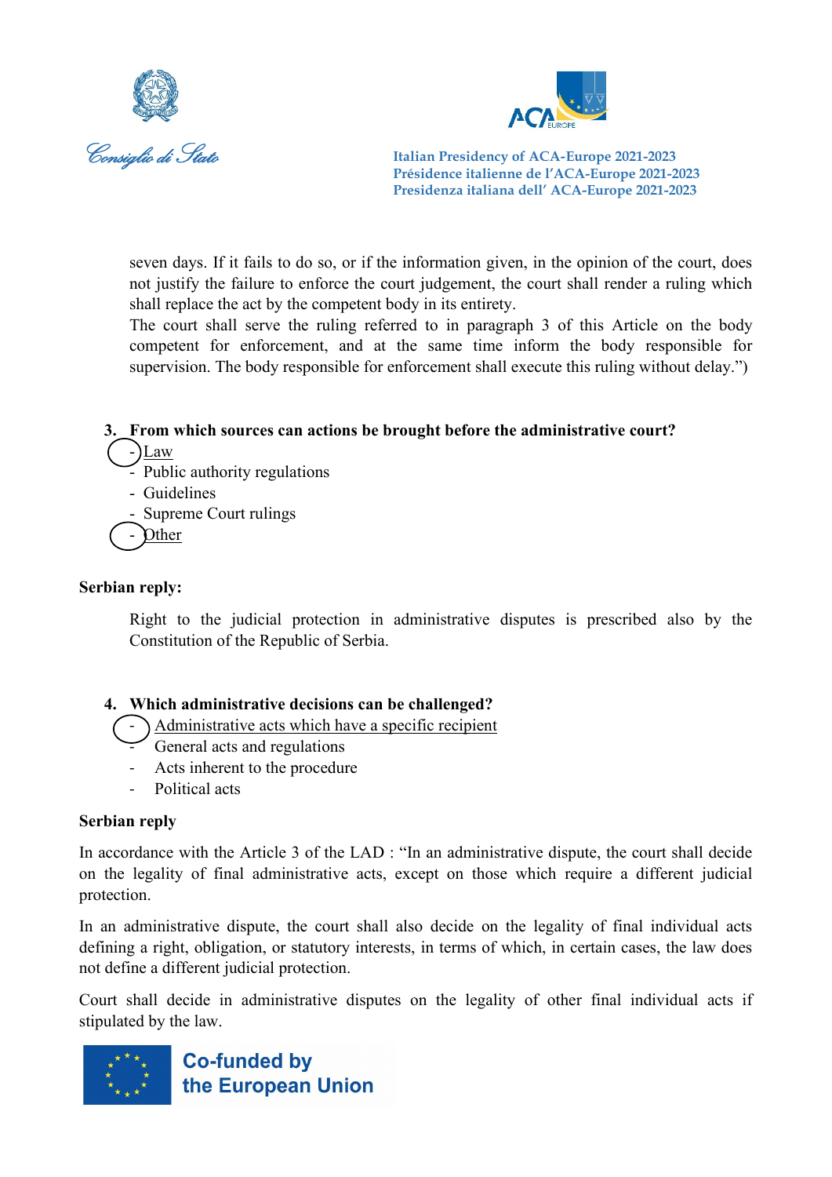seven days. If it fails to do so, or if the information given, in the opinion of the court, does not justify the failure to enforce the court judgement, the court shall render a ruling which shall replace the act by the competent body in its entirety.

The court shall serve the ruling referred to in paragraph 3 of this Article on the body competent for enforcement, and at the same time inform the body responsible for supervision. The body responsible for enforcement shall execute this ruling without delay.")

**3. From which sources can actions be brought before the administrative court?**

- Law
- Public authority regulations
- Guidelines
- Supreme Court rulings
- Other

**Serbian reply:**

Right to the judicial protection in administrative disputes is prescribed also by the Constitution of the Republic of Serbia.

**4. Which administrative decisions can be challenged?**

- Administrative acts which have a specific recipient
- General acts and regulations
- Acts inherent to the procedure
- Political acts

**Serbian reply**

In accordance with the Article 3 of the LAD : "In an administrative dispute, the court shall decide on the legality of final administrative acts, except on those which require a different judicial protection.

In an administrative dispute, the court shall also decide on the legality of final individual acts defining a right, obligation, or statutory interests, in terms of which, in certain cases, the law does not define a different judicial protection.

Court shall decide in administrative disputes on the legality of other final individual acts if stipulated by the law.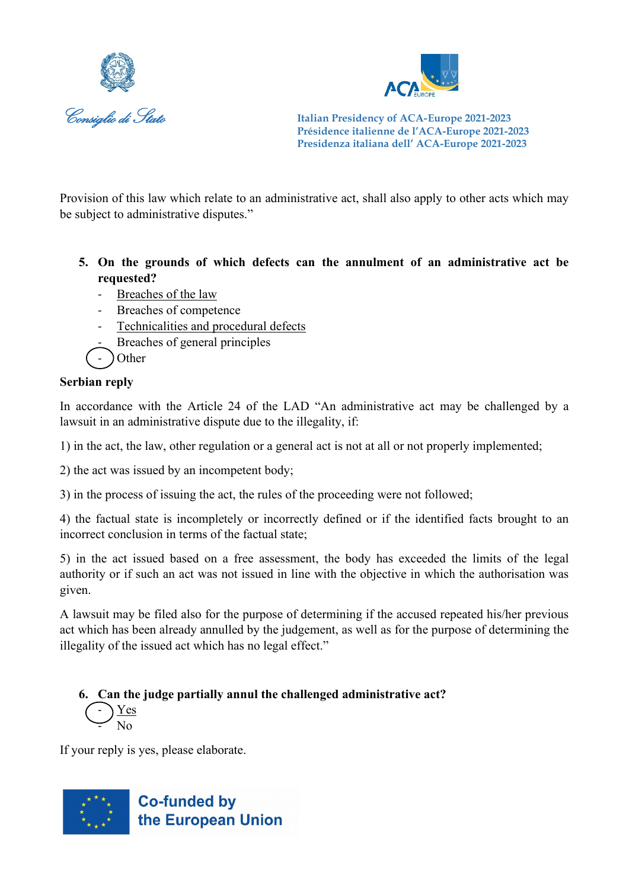Provision of this law which relate to an administrative act, shall also apply to other acts which may be subject to administrative disputes."

5. **On the grounds of which defects can the annulment of an administrative act be requested?**
   - <u>Breaches of the law</u>
   - Breaches of competence
   - <u>Technicalities and procedural defects</u>
   - Breaches of general principles
   - Other

**Serbian reply**

In accordance with the Article 24 of the LAD "An administrative act may be challenged by a lawsuit in an administrative dispute due to the illegality, if:

1) in the act, the law, other regulation or a general act is not at all or not properly implemented;

2) the act was issued by an incompetent body;

3) in the process of issuing the act, the rules of the proceeding were not followed;

4) the factual state is incompletely or incorrectly defined or if the identified facts brought to an incorrect conclusion in terms of the factual state;

5) in the act issued based on a free assessment, the body has exceeded the limits of the legal authority or if such an act was not issued in line with the objective in which the authorisation was given.

A lawsuit may be filed also for the purpose of determining if the accused repeated his/her previous act which has been already annulled by the judgement, as well as for the purpose of determining the illegality of the issued act which has no legal effect."

6. **Can the judge partially annul the challenged administrative act?**
   - <u>Yes</u>
   - No

If your reply is yes, please elaborate.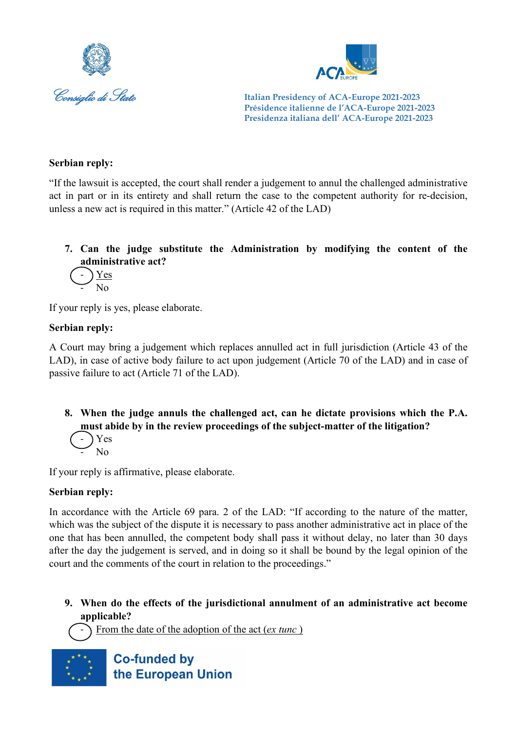**Serbian reply:**

"If the lawsuit is accepted, the court shall render a judgement to annul the challenged administrative act in part or in its entirety and shall return the case to the competent authority for re-decision, unless a new act is required in this matter." (Article 42 of the LAD)

7. **Can the judge substitute the Administration by modifying the content of the administrative act?**
   - Yes
   - No

If your reply is yes, please elaborate.

**Serbian reply:**

A Court may bring a judgement which replaces annulled act in full jurisdiction (Article 43 of the LAD), in case of active body failure to act upon judgement (Article 70 of the LAD) and in case of passive failure to act (Article 71 of the LAD).

8. **When the judge annuls the challenged act, can he dictate provisions which the P.A. must abide by in the review proceedings of the subject-matter of the litigation?**
   - Yes
   - No

If your reply is affirmative, please elaborate.

**Serbian reply:**

In accordance with the Article 69 para. 2 of the LAD: "If according to the nature of the matter, which was the subject of the dispute it is necessary to pass another administrative act in place of the one that has been annulled, the competent body shall pass it without delay, no later than 30 days after the day the judgement is served, and in doing so it shall be bound by the legal opinion of the court and the comments of the court in relation to the proceedings."

9. **When do the effects of the jurisdictional annulment of an administrative act become applicable?**
   - From the date of the adoption of the act (*ex tunc* )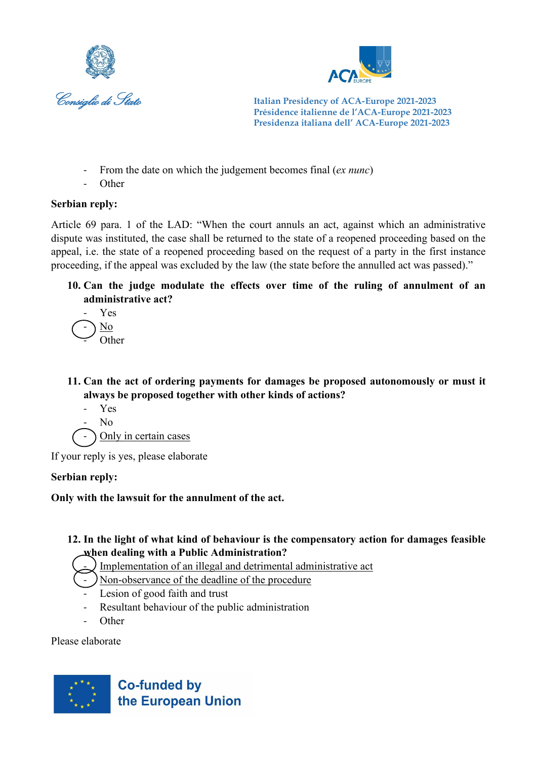- From the date on which the judgement becomes final (*ex nunc*)
- Other

**Serbian reply:**

Article 69 para. 1 of the LAD: "When the court annuls an act, against which an administrative dispute was instituted, the case shall be returned to the state of a reopened proceeding based on the appeal, i.e. the state of a reopened proceeding based on the request of a party in the first instance proceeding, if the appeal was excluded by the law (the state before the annulled act was passed)."

**10. Can the judge modulate the effects over time of the ruling of annulment of an administrative act?**

- Yes
- <u>No</u>
- Other

**11. Can the act of ordering payments for damages be proposed autonomously or must it always be proposed together with other kinds of actions?**

- Yes
- No
- <u>Only in certain cases</u>

If your reply is yes, please elaborate

**Serbian reply:**

**Only with the lawsuit for the annulment of the act.**

**12. In the light of what kind of behaviour is the compensatory action for damages feasible when dealing with a Public Administration?**

- <u>Implementation of an illegal and detrimental administrative act</u>
- <u>Non-observance of the deadline of the procedure</u>
- Lesion of good faith and trust
- Resultant behaviour of the public administration
- Other

Please elaborate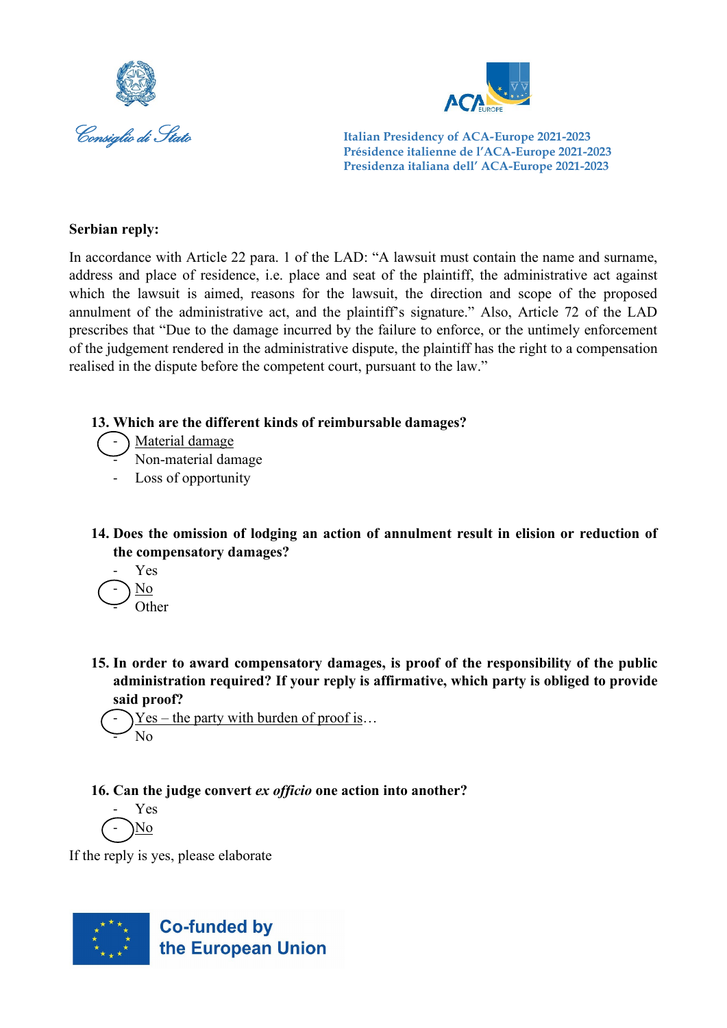**Serbian reply:**

In accordance with Article 22 para. 1 of the LAD: "A lawsuit must contain the name and surname, address and place of residence, i.e. place and seat of the plaintiff, the administrative act against which the lawsuit is aimed, reasons for the lawsuit, the direction and scope of the proposed annulment of the administrative act, and the plaintiff's signature." Also, Article 72 of the LAD prescribes that "Due to the damage incurred by the failure to enforce, or the untimely enforcement of the judgement rendered in the administrative dispute, the plaintiff has the right to a compensation realised in the dispute before the competent court, pursuant to the law."

**13. Which are the different kinds of reimbursable damages?**

- Material damage
- Non-material damage
- Loss of opportunity

**14. Does the omission of lodging an action of annulment result in elision or reduction of the compensatory damages?**

- Yes
- No
- Other

**15. In order to award compensatory damages, is proof of the responsibility of the public administration required? If your reply is affirmative, which party is obliged to provide said proof?**

- Yes – the party with burden of proof is…
- No

**16. Can the judge convert *ex officio* one action into another?**

- Yes
- No

If the reply is yes, please elaborate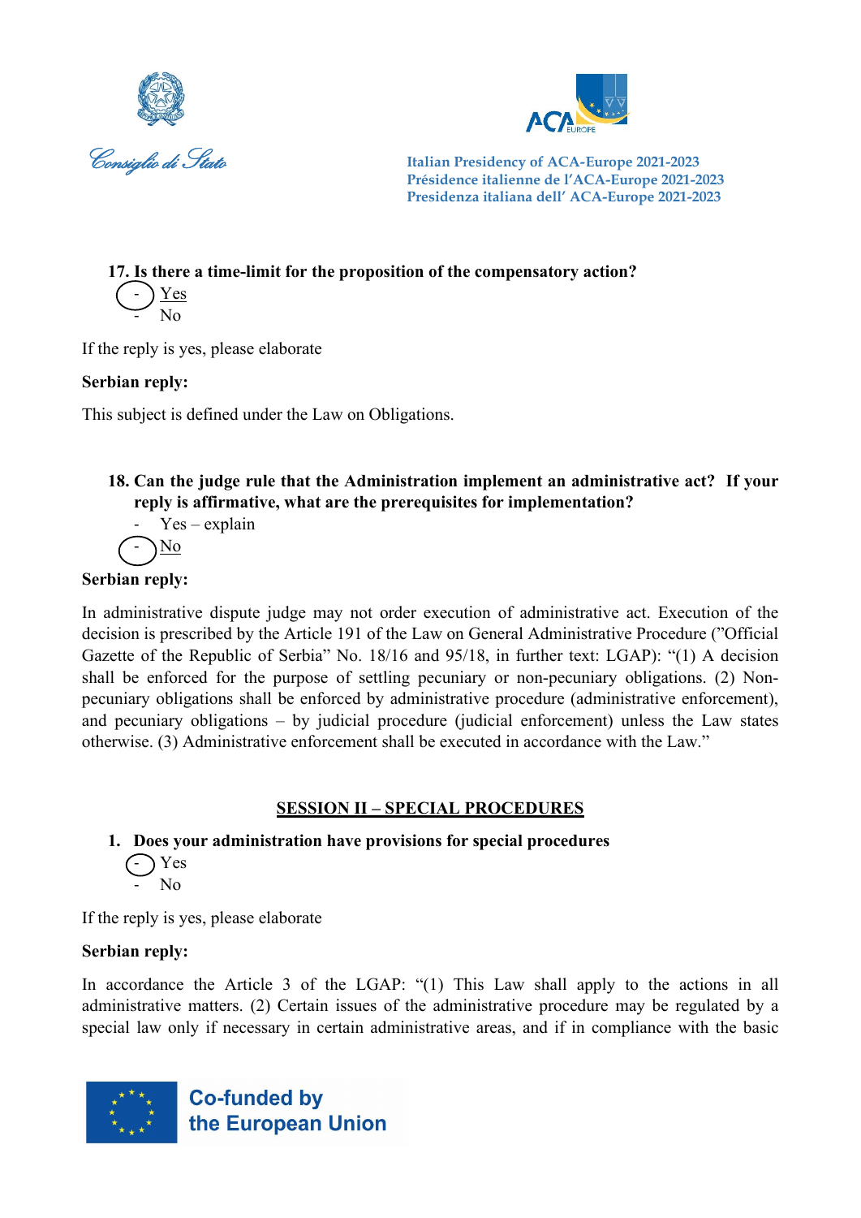**17. Is there a time-limit for the proposition of the compensatory action?**

- Yes (circled)
- No

If the reply is yes, please elaborate

**Serbian reply:**

This subject is defined under the Law on Obligations.

**18. Can the judge rule that the Administration implement an administrative act? If your reply is affirmative, what are the prerequisites for implementation?**

- Yes – explain
- No (circled)

**Serbian reply:**

In administrative dispute judge may not order execution of administrative act. Execution of the decision is prescribed by the Article 191 of the Law on General Administrative Procedure ("Official Gazette of the Republic of Serbia" No. 18/16 and 95/18, in further text: LGAP): "(1) A decision shall be enforced for the purpose of settling pecuniary or non-pecuniary obligations. (2) Non-pecuniary obligations shall be enforced by administrative procedure (administrative enforcement), and pecuniary obligations – by judicial procedure (judicial enforcement) unless the Law states otherwise. (3) Administrative enforcement shall be executed in accordance with the Law."

## SESSION II – SPECIAL PROCEDURES

**1. Does your administration have provisions for special procedures**

- Yes (circled)
- No

If the reply is yes, please elaborate

**Serbian reply:**

In accordance the Article 3 of the LGAP: "(1) This Law shall apply to the actions in all administrative matters. (2) Certain issues of the administrative procedure may be regulated by a special law only if necessary in certain administrative areas, and if in compliance with the basic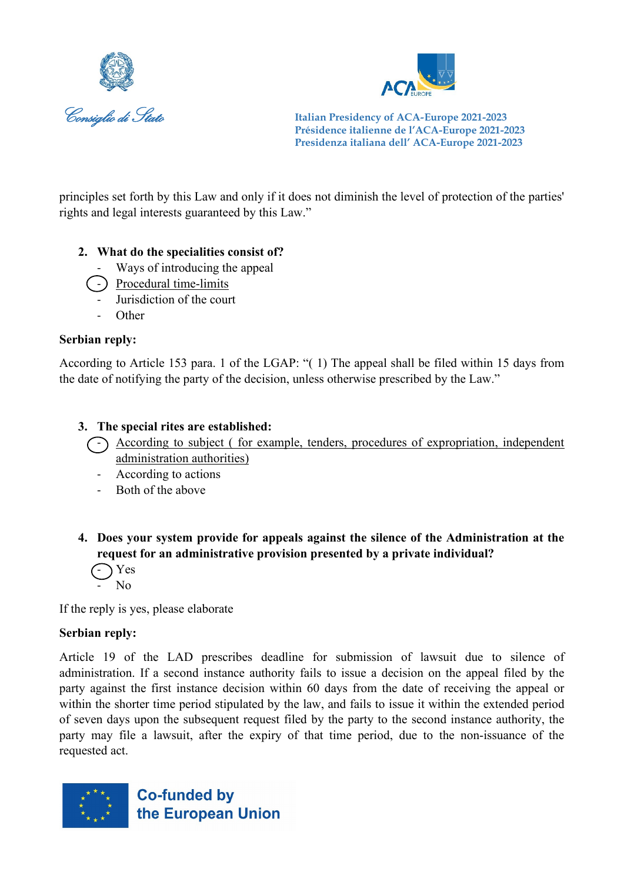principles set forth by this Law and only if it does not diminish the level of protection of the parties' rights and legal interests guaranteed by this Law."

2. **What do the specialities consist of?**
   - Ways of introducing the appeal
   - <u>Procedural time-limits</u>
   - Jurisdiction of the court
   - Other

**Serbian reply:**

According to Article 153 para. 1 of the LGAP: "( 1) The appeal shall be filed within 15 days from the date of notifying the party of the decision, unless otherwise prescribed by the Law."

3. **The special rites are established:**
   - <u>According to subject ( for example, tenders, procedures of expropriation, independent administration authorities)</u>
   - According to actions
   - Both of the above

4. **Does your system provide for appeals against the silence of the Administration at the request for an administrative provision presented by a private individual?**
   - Yes
   - No

If the reply is yes, please elaborate

**Serbian reply:**

Article 19 of the LAD prescribes deadline for submission of lawsuit due to silence of administration. If a second instance authority fails to issue a decision on the appeal filed by the party against the first instance decision within 60 days from the date of receiving the appeal or within the shorter time period stipulated by the law, and fails to issue it within the extended period of seven days upon the subsequent request filed by the party to the second instance authority, the party may file a lawsuit, after the expiry of that time period, due to the non-issuance of the requested act.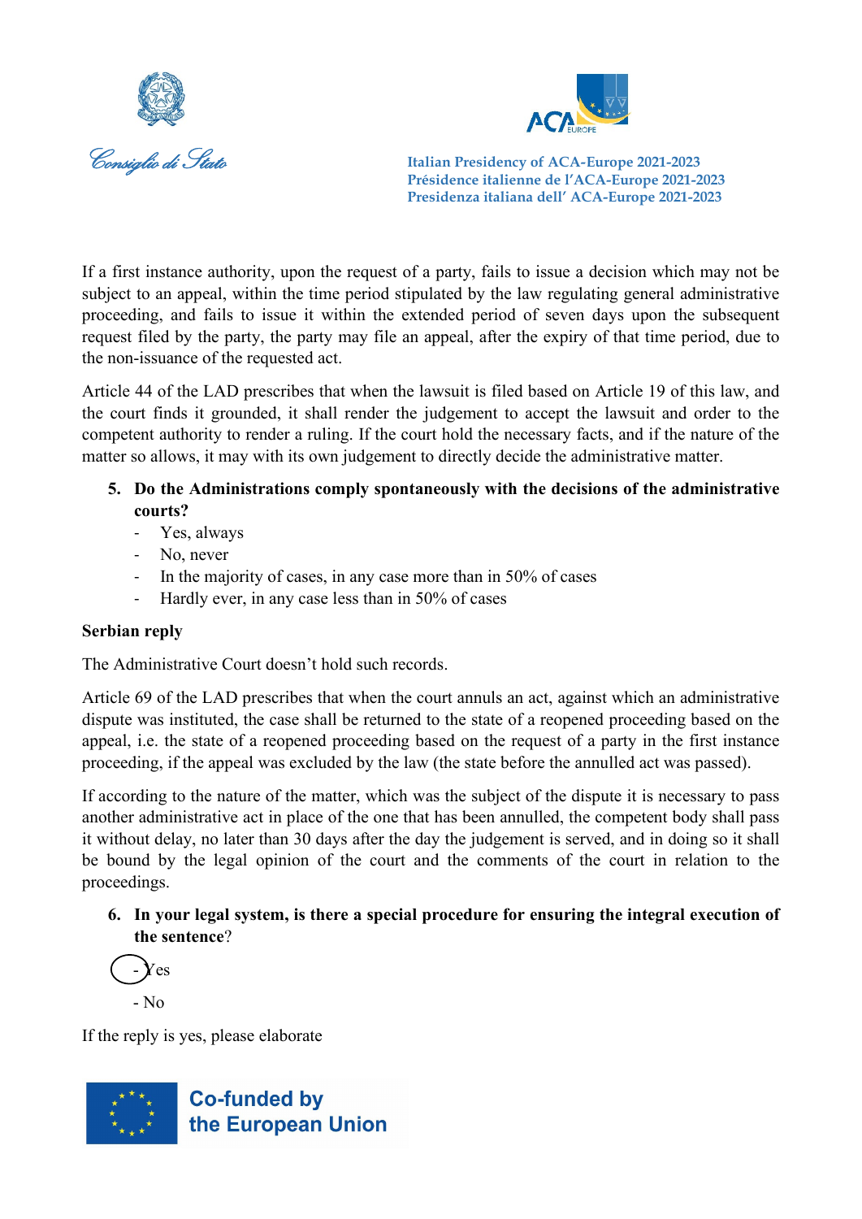If a first instance authority, upon the request of a party, fails to issue a decision which may not be subject to an appeal, within the time period stipulated by the law regulating general administrative proceeding, and fails to issue it within the extended period of seven days upon the subsequent request filed by the party, the party may file an appeal, after the expiry of that time period, due to the non-issuance of the requested act.

Article 44 of the LAD prescribes that when the lawsuit is filed based on Article 19 of this law, and the court finds it grounded, it shall render the judgement to accept the lawsuit and order to the competent authority to render a ruling. If the court hold the necessary facts, and if the nature of the matter so allows, it may with its own judgement to directly decide the administrative matter.

5. **Do the Administrations comply spontaneously with the decisions of the administrative courts?**
   - Yes, always
   - No, never
   - In the majority of cases, in any case more than in 50% of cases
   - Hardly ever, in any case less than in 50% of cases

**Serbian reply**

The Administrative Court doesn't hold such records.

Article 69 of the LAD prescribes that when the court annuls an act, against which an administrative dispute was instituted, the case shall be returned to the state of a reopened proceeding based on the appeal, i.e. the state of a reopened proceeding based on the request of a party in the first instance proceeding, if the appeal was excluded by the law (the state before the annulled act was passed).

If according to the nature of the matter, which was the subject of the dispute it is necessary to pass another administrative act in place of the one that has been annulled, the competent body shall pass it without delay, no later than 30 days after the day the judgement is served, and in doing so it shall be bound by the legal opinion of the court and the comments of the court in relation to the proceedings.

6. **In your legal system, is there a special procedure for ensuring the integral execution of the sentence**?

- Yes (circled)

- No

If the reply is yes, please elaborate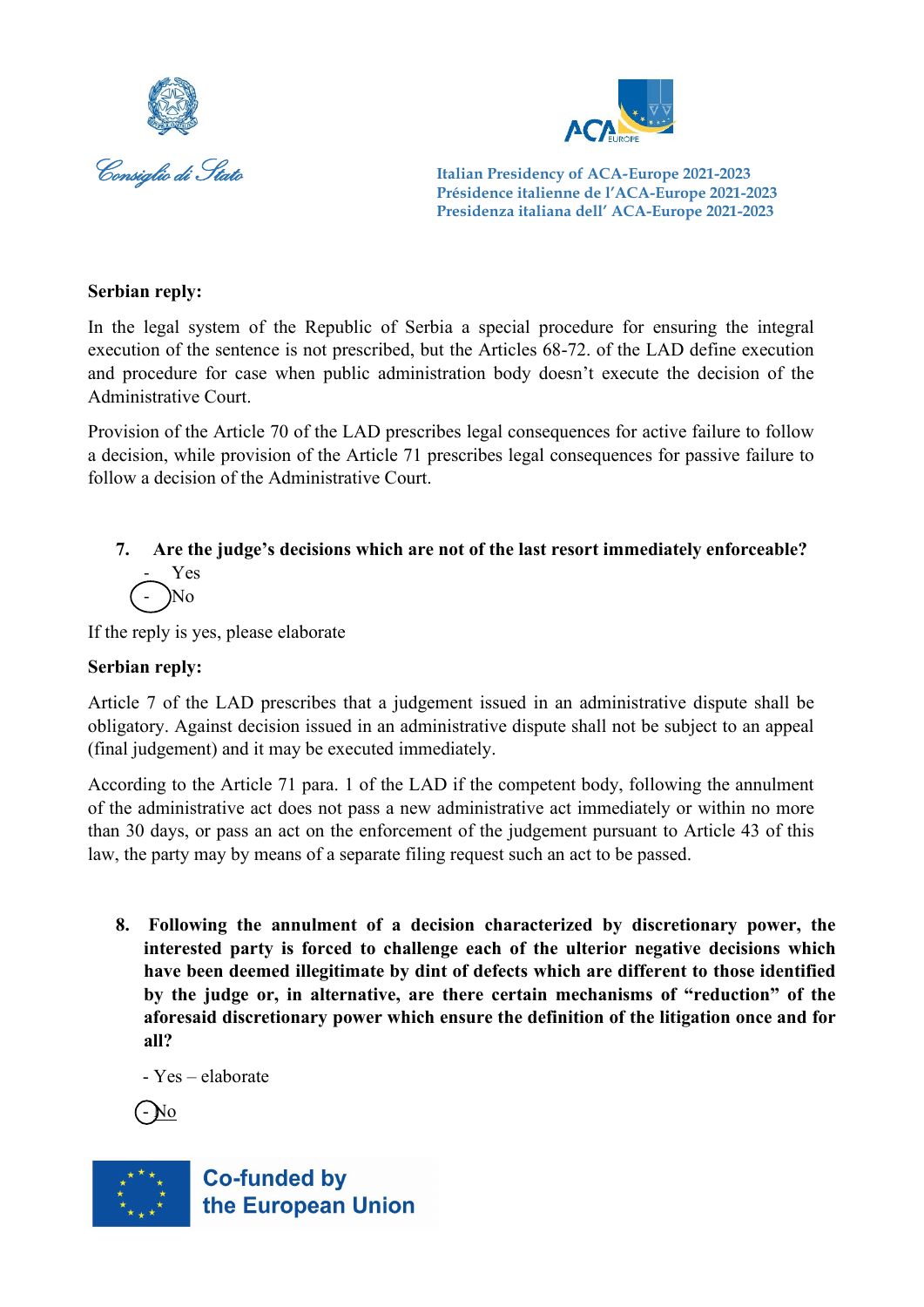**Serbian reply:**

In the legal system of the Republic of Serbia a special procedure for ensuring the integral execution of the sentence is not prescribed, but the Articles 68-72. of the LAD define execution and procedure for case when public administration body doesn't execute the decision of the Administrative Court.

Provision of the Article 70 of the LAD prescribes legal consequences for active failure to follow a decision, while provision of the Article 71 prescribes legal consequences for passive failure to follow a decision of the Administrative Court.

**7. Are the judge's decisions which are not of the last resort immediately enforceable?**

- Yes
- No

If the reply is yes, please elaborate

**Serbian reply:**

Article 7 of the LAD prescribes that a judgement issued in an administrative dispute shall be obligatory. Against decision issued in an administrative dispute shall not be subject to an appeal (final judgement) and it may be executed immediately.

According to the Article 71 para. 1 of the LAD if the competent body, following the annulment of the administrative act does not pass a new administrative act immediately or within no more than 30 days, or pass an act on the enforcement of the judgement pursuant to Article 43 of this law, the party may by means of a separate filing request such an act to be passed.

**8. Following the annulment of a decision characterized by discretionary power, the interested party is forced to challenge each of the ulterior negative decisions which have been deemed illegitimate by dint of defects which are different to those identified by the judge or, in alternative, are there certain mechanisms of "reduction" of the aforesaid discretionary power which ensure the definition of the litigation once and for all?**

- Yes – elaborate
- No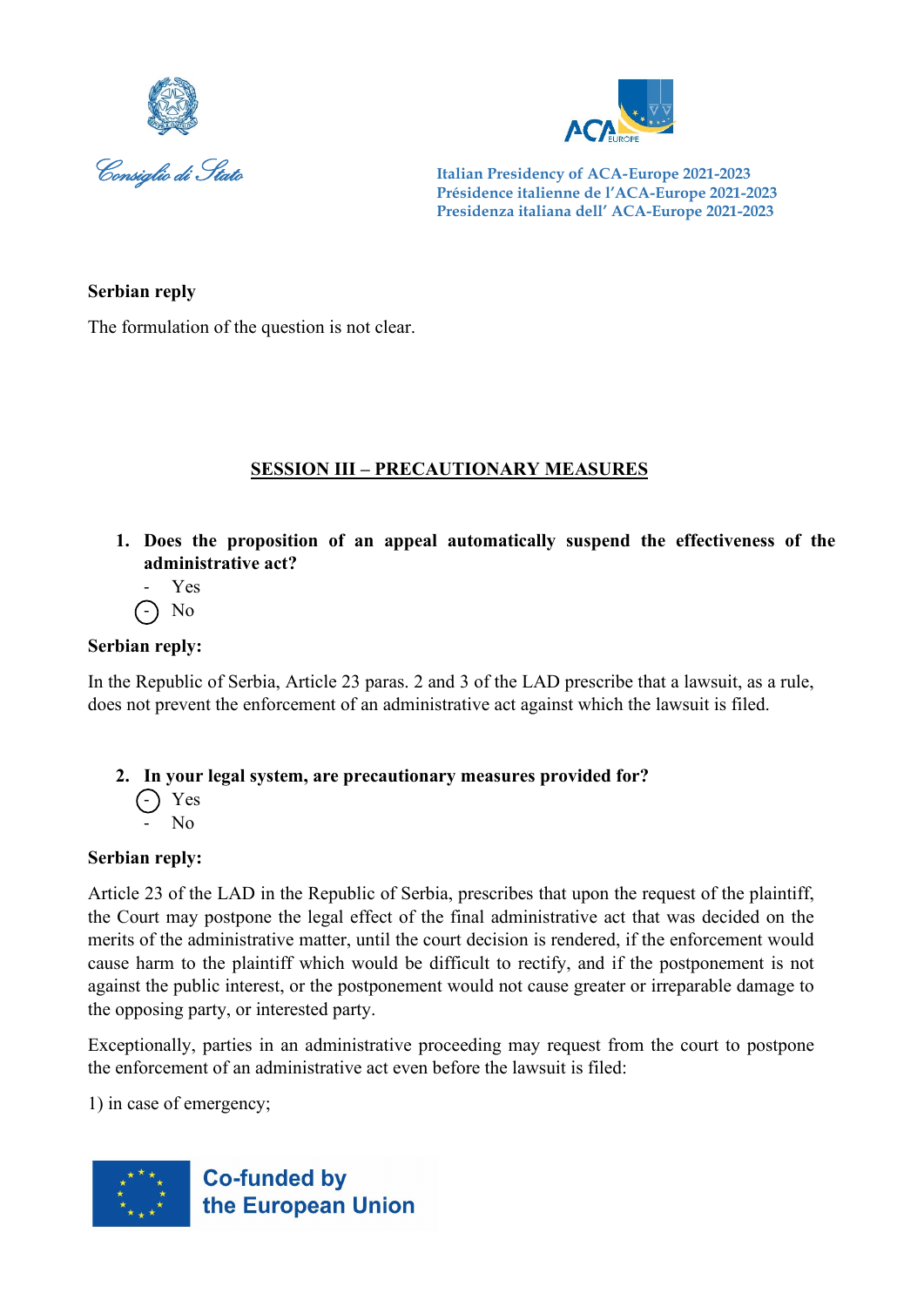**Serbian reply**

The formulation of the question is not clear.

## SESSION III – PRECAUTIONARY MEASURES

1. **Does the proposition of an appeal automatically suspend the effectiveness of the administrative act?**
   - Yes
   - (-) No

**Serbian reply:**

In the Republic of Serbia, Article 23 paras. 2 and 3 of the LAD prescribe that a lawsuit, as a rule, does not prevent the enforcement of an administrative act against which the lawsuit is filed.

2. **In your legal system, are precautionary measures provided for?**
   - (-) Yes
   - No

**Serbian reply:**

Article 23 of the LAD in the Republic of Serbia, prescribes that upon the request of the plaintiff, the Court may postpone the legal effect of the final administrative act that was decided on the merits of the administrative matter, until the court decision is rendered, if the enforcement would cause harm to the plaintiff which would be difficult to rectify, and if the postponement is not against the public interest, or the postponement would not cause greater or irreparable damage to the opposing party, or interested party.

Exceptionally, parties in an administrative proceeding may request from the court to postpone the enforcement of an administrative act even before the lawsuit is filed:

1) in case of emergency;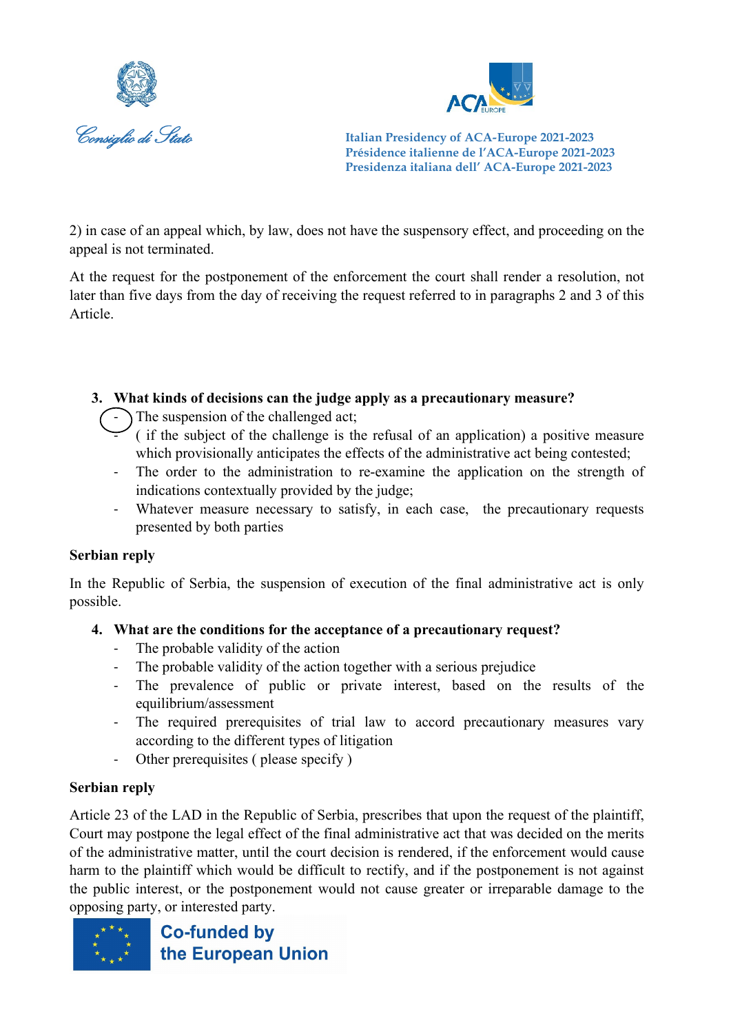2) in case of an appeal which, by law, does not have the suspensory effect, and proceeding on the appeal is not terminated.

At the request for the postponement of the enforcement the court shall render a resolution, not later than five days from the day of receiving the request referred to in paragraphs 2 and 3 of this Article.

3. **What kinds of decisions can the judge apply as a precautionary measure?**
   - The suspension of the challenged act;
   - ( if the subject of the challenge is the refusal of an application) a positive measure which provisionally anticipates the effects of the administrative act being contested;
   - The order to the administration to re-examine the application on the strength of indications contextually provided by the judge;
   - Whatever measure necessary to satisfy, in each case, the precautionary requests presented by both parties

**Serbian reply**

In the Republic of Serbia, the suspension of execution of the final administrative act is only possible.

4. **What are the conditions for the acceptance of a precautionary request?**
   - The probable validity of the action
   - The probable validity of the action together with a serious prejudice
   - The prevalence of public or private interest, based on the results of the equilibrium/assessment
   - The required prerequisites of trial law to accord precautionary measures vary according to the different types of litigation
   - Other prerequisites ( please specify )

**Serbian reply**

Article 23 of the LAD in the Republic of Serbia, prescribes that upon the request of the plaintiff, Court may postpone the legal effect of the final administrative act that was decided on the merits of the administrative matter, until the court decision is rendered, if the enforcement would cause harm to the plaintiff which would be difficult to rectify, and if the postponement is not against the public interest, or the postponement would not cause greater or irreparable damage to the opposing party, or interested party.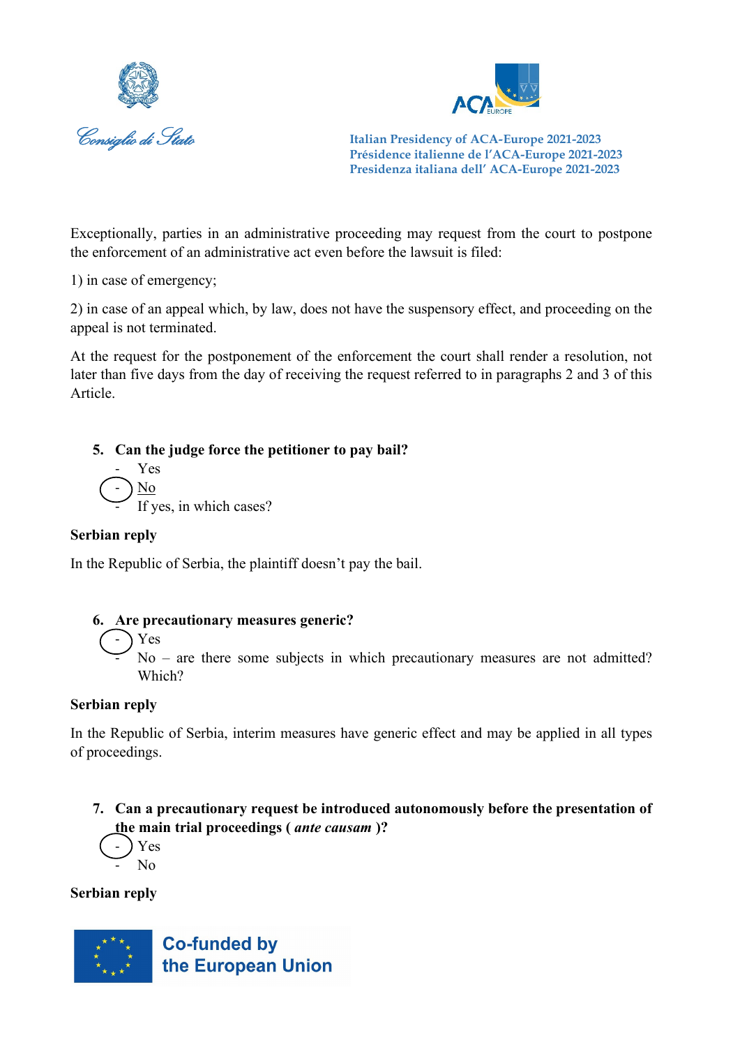Exceptionally, parties in an administrative proceeding may request from the court to postpone the enforcement of an administrative act even before the lawsuit is filed:

1) in case of emergency;

2) in case of an appeal which, by law, does not have the suspensory effect, and proceeding on the appeal is not terminated.

At the request for the postponement of the enforcement the court shall render a resolution, not later than five days from the day of receiving the request referred to in paragraphs 2 and 3 of this Article.

5. **Can the judge force the petitioner to pay bail?**
   - Yes
   - No
   - If yes, in which cases?

**Serbian reply**

In the Republic of Serbia, the plaintiff doesn't pay the bail.

6. **Are precautionary measures generic?**
   - Yes
   - No – are there some subjects in which precautionary measures are not admitted? Which?

**Serbian reply**

In the Republic of Serbia, interim measures have generic effect and may be applied in all types of proceedings.

7. **Can a precautionary request be introduced autonomously before the presentation of the main trial proceedings (** ***ante causam*** **)?**
   - Yes
   - No

**Serbian reply**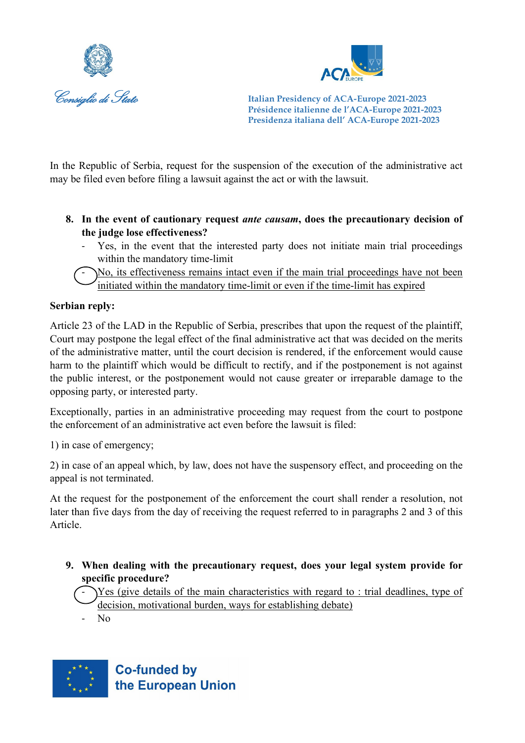In the Republic of Serbia, request for the suspension of the execution of the administrative act may be filed even before filing a lawsuit against the act or with the lawsuit.

8. **In the event of cautionary request *ante causam*, does the precautionary decision of the judge lose effectiveness?**
    - Yes, in the event that the interested party does not initiate main trial proceedings within the mandatory time-limit
    - <u>No, its effectiveness remains intact even if the main trial proceedings have not been initiated within the mandatory time-limit or even if the time-limit has expired</u>

**Serbian reply:**

Article 23 of the LAD in the Republic of Serbia, prescribes that upon the request of the plaintiff, Court may postpone the legal effect of the final administrative act that was decided on the merits of the administrative matter, until the court decision is rendered, if the enforcement would cause harm to the plaintiff which would be difficult to rectify, and if the postponement is not against the public interest, or the postponement would not cause greater or irreparable damage to the opposing party, or interested party.

Exceptionally, parties in an administrative proceeding may request from the court to postpone the enforcement of an administrative act even before the lawsuit is filed:

1) in case of emergency;

2) in case of an appeal which, by law, does not have the suspensory effect, and proceeding on the appeal is not terminated.

At the request for the postponement of the enforcement the court shall render a resolution, not later than five days from the day of receiving the request referred to in paragraphs 2 and 3 of this Article.

9. **When dealing with the precautionary request, does your legal system provide for specific procedure?**
    - <u>Yes (give details of the main characteristics with regard to : trial deadlines, type of decision, motivational burden, ways for establishing debate)</u>
    - No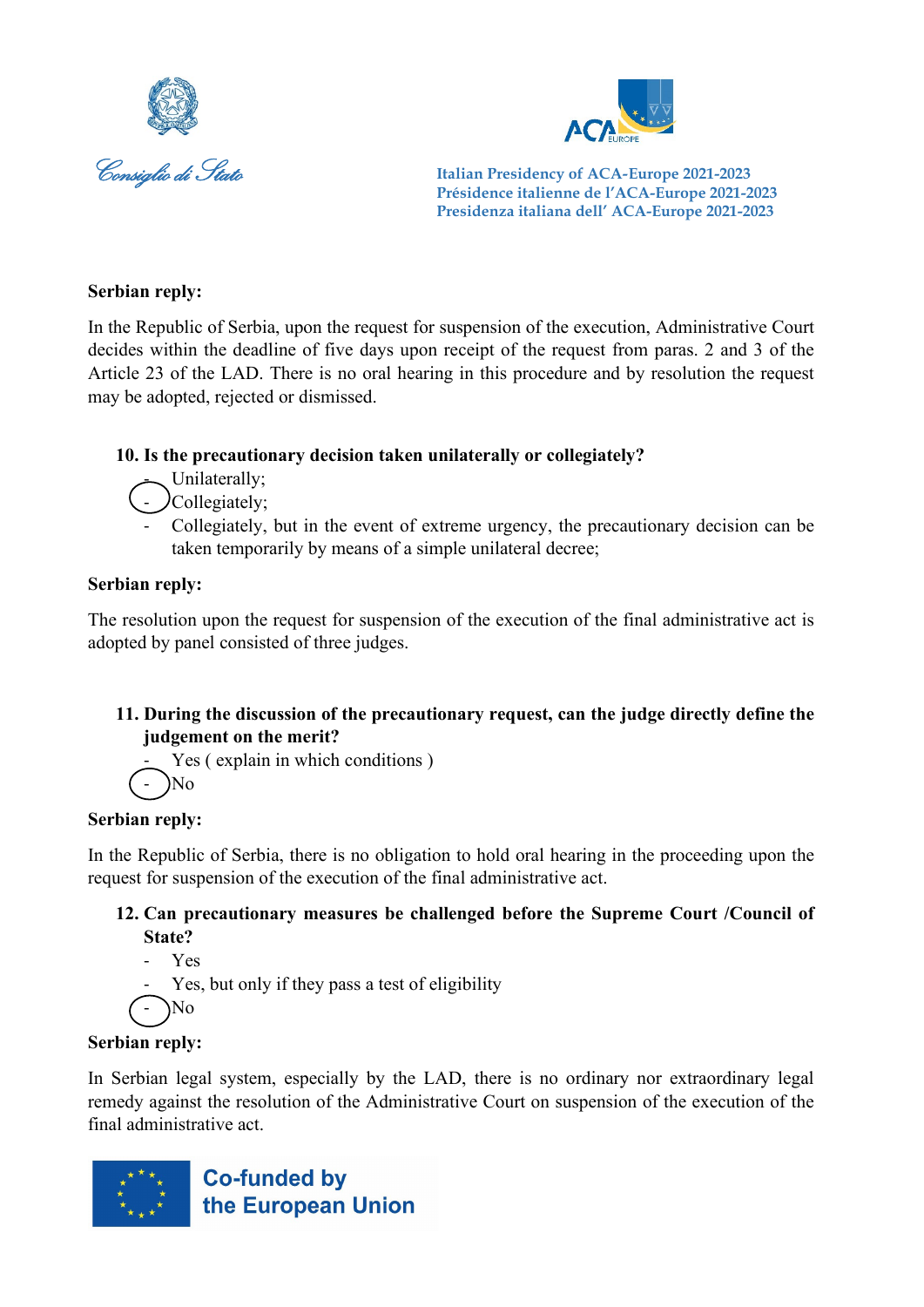**Serbian reply:**

In the Republic of Serbia, upon the request for suspension of the execution, Administrative Court decides within the deadline of five days upon receipt of the request from paras. 2 and 3 of the Article 23 of the LAD. There is no oral hearing in this procedure and by resolution the request may be adopted, rejected or dismissed.

**10. Is the precautionary decision taken unilaterally or collegiately?**

- Unilaterally;
- (circled) Collegiately;
- Collegiately, but in the event of extreme urgency, the precautionary decision can be taken temporarily by means of a simple unilateral decree;

**Serbian reply:**

The resolution upon the request for suspension of the execution of the final administrative act is adopted by panel consisted of three judges.

**11. During the discussion of the precautionary request, can the judge directly define the judgement on the merit?**

- Yes ( explain in which conditions )
- (circled) No

**Serbian reply:**

In the Republic of Serbia, there is no obligation to hold oral hearing in the proceeding upon the request for suspension of the execution of the final administrative act.

**12. Can precautionary measures be challenged before the Supreme Court /Council of State?**

- Yes
- Yes, but only if they pass a test of eligibility
- (circled) No

**Serbian reply:**

In Serbian legal system, especially by the LAD, there is no ordinary nor extraordinary legal remedy against the resolution of the Administrative Court on suspension of the execution of the final administrative act.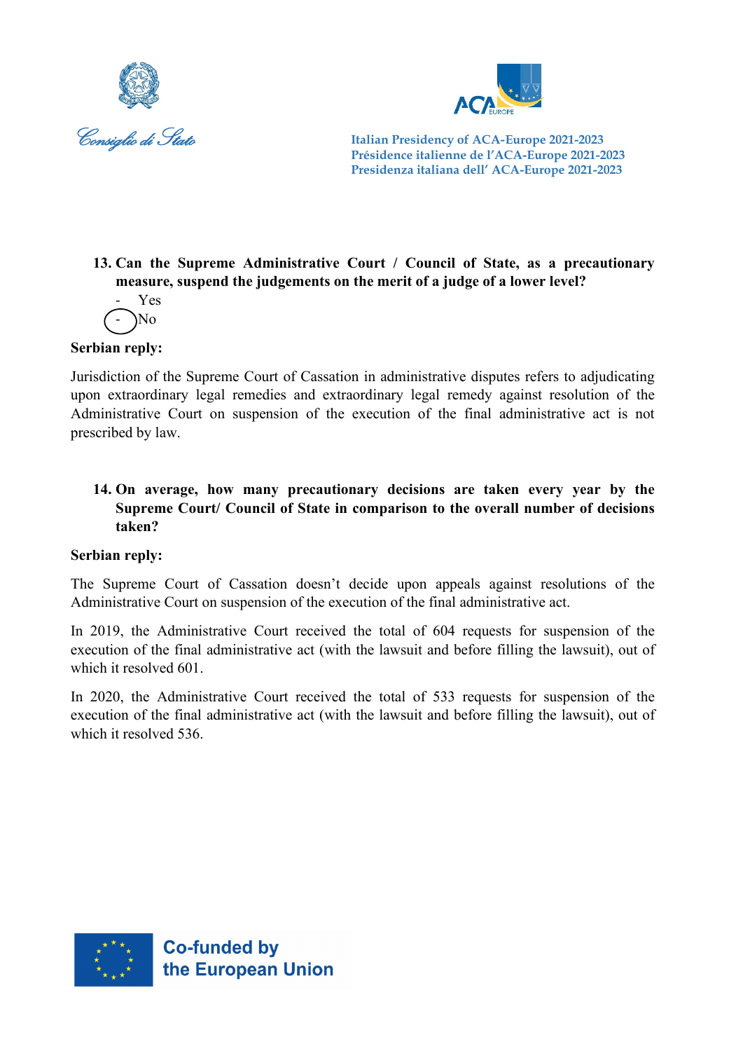Consiglio di Stato

Italian Presidency of ACA-Europe 2021-2023
Présidence italienne de l'ACA-Europe 2021-2023
Presidenza italiana dell' ACA-Europe 2021-2023

**13. Can the Supreme Administrative Court / Council of State, as a precautionary measure, suspend the judgements on the merit of a judge of a lower level?**

- Yes
- No (circled)

**Serbian reply:**

Jurisdiction of the Supreme Court of Cassation in administrative disputes refers to adjudicating upon extraordinary legal remedies and extraordinary legal remedy against resolution of the Administrative Court on suspension of the execution of the final administrative act is not prescribed by law.

**14. On average, how many precautionary decisions are taken every year by the Supreme Court/ Council of State in comparison to the overall number of decisions taken?**

**Serbian reply:**

The Supreme Court of Cassation doesn't decide upon appeals against resolutions of the Administrative Court on suspension of the execution of the final administrative act.

In 2019, the Administrative Court received the total of 604 requests for suspension of the execution of the final administrative act (with the lawsuit and before filling the lawsuit), out of which it resolved 601.

In 2020, the Administrative Court received the total of 533 requests for suspension of the execution of the final administrative act (with the lawsuit and before filling the lawsuit), out of which it resolved 536.

Co-funded by the European Union